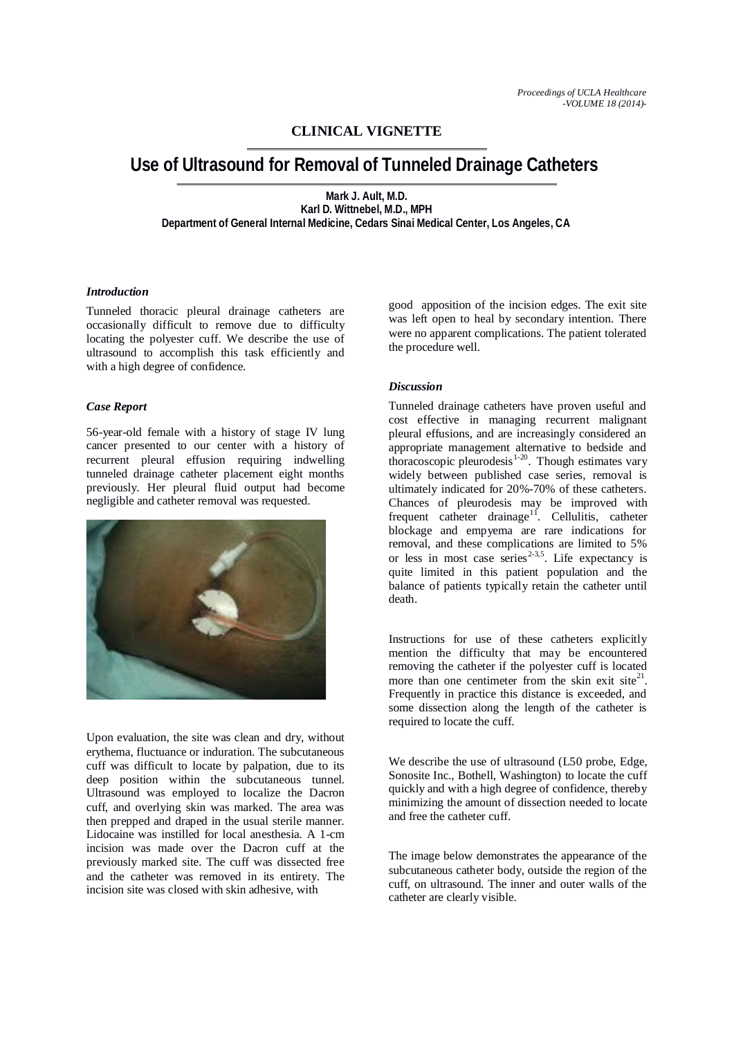## CLINICAL VIGNETTE

# Use of Ultrasound for Removal of Tunneled Drainage Catheters

**Mark J. Ault, M.D.**
**Karl D. Wittnebel, M.D., MPH**
**Department of General Internal Medicine, Cedars Sinai Medical Center, Los Angeles, CA**

### *Introduction*

Tunneled thoracic pleural drainage catheters are occasionally difficult to remove due to difficulty locating the polyester cuff. We describe the use of ultrasound to accomplish this task efficiently and with a high degree of confidence.

### *Case Report*

56-year-old female with a history of stage IV lung cancer presented to our center with a history of recurrent pleural effusion requiring indwelling tunneled drainage catheter placement eight months previously. Her pleural fluid output had become negligible and catheter removal was requested.

Upon evaluation, the site was clean and dry, without erythema, fluctuance or induration. The subcutaneous cuff was difficult to locate by palpation, due to its deep position within the subcutaneous tunnel. Ultrasound was employed to localize the Dacron cuff, and overlying skin was marked. The area was then prepped and draped in the usual sterile manner. Lidocaine was instilled for local anesthesia. A 1-cm incision was made over the Dacron cuff at the previously marked site. The cuff was dissected free and the catheter was removed in its entirety. The incision site was closed with skin adhesive, with good apposition of the incision edges. The exit site was left open to heal by secondary intention. There were no apparent complications. The patient tolerated the procedure well.

### *Discussion*

Tunneled drainage catheters have proven useful and cost effective in managing recurrent malignant pleural effusions, and are increasingly considered an appropriate management alternative to bedside and thoracoscopic pleurodesis[1-20]. Though estimates vary widely between published case series, removal is ultimately indicated for 20%-70% of these catheters. Chances of pleurodesis may be improved with frequent catheter drainage[11]. Cellulitis, catheter blockage and empyema are rare indications for removal, and these complications are limited to 5% or less in most case series[2-3,5]. Life expectancy is quite limited in this patient population and the balance of patients typically retain the catheter until death.

Instructions for use of these catheters explicitly mention the difficulty that may be encountered removing the catheter if the polyester cuff is located more than one centimeter from the skin exit site[21]. Frequently in practice this distance is exceeded, and some dissection along the length of the catheter is required to locate the cuff.

We describe the use of ultrasound (L50 probe, Edge, Sonosite Inc., Bothell, Washington) to locate the cuff quickly and with a high degree of confidence, thereby minimizing the amount of dissection needed to locate and free the catheter cuff.

The image below demonstrates the appearance of the subcutaneous catheter body, outside the region of the cuff, on ultrasound. The inner and outer walls of the catheter are clearly visible.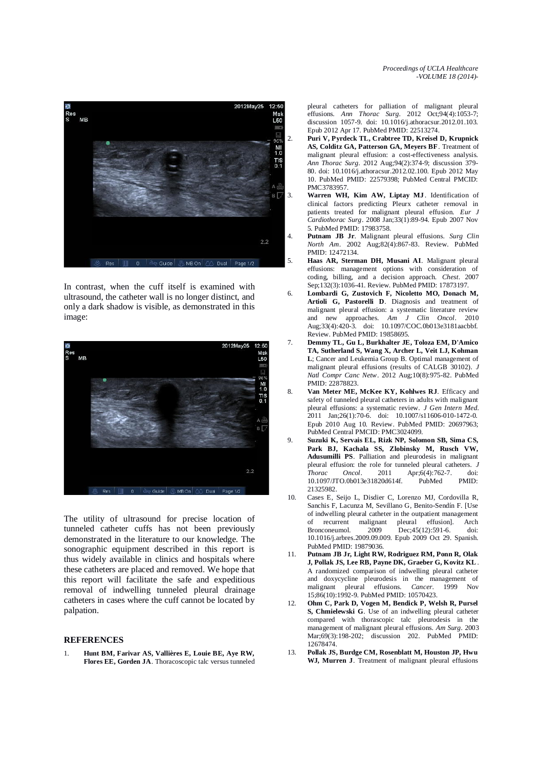In contrast, when the cuff itself is examined with ultrasound, the catheter wall is no longer distinct, and only a dark shadow is visible, as demonstrated in this image:

The utility of ultrasound for precise location of tunneled catheter cuffs has not been previously demonstrated in the literature to our knowledge. The sonographic equipment described in this report is thus widely available in clinics and hospitals where these catheters are placed and removed. We hope that this report will facilitate the safe and expeditious removal of indwelling tunneled pleural drainage catheters in cases where the cuff cannot be located by palpation.

## REFERENCES

1. **Hunt BM, Farivar AS, Vallières E, Louie BE, Aye RW, Flores EE, Gorden JA**. Thoracoscopic talc versus tunneled pleural catheters for palliation of malignant pleural effusions. *Ann Thorac Surg*. 2012 Oct;94(4):1053-7; discussion 1057-9. doi: 10.1016/j.athoracsur.2012.01.103. Epub 2012 Apr 17. PubMed PMID: 22513274.
2. **Puri V, Pyrdeck TL, Crabtree TD, Kreisel D, Krupnick AS, Colditz GA, Patterson GA, Meyers BF**. Treatment of malignant pleural effusion: a cost-effectiveness analysis. *Ann Thorac Surg*. 2012 Aug;94(2):374-9; discussion 379-80. doi: 10.1016/j.athoracsur.2012.02.100. Epub 2012 May 10. PubMed PMID: 22579398; PubMed Central PMCID: PMC3783957.
3. **Warren WH, Kim AW, Liptay MJ**. Identification of clinical factors predicting Pleurx catheter removal in patients treated for malignant pleural effusion. *Eur J Cardiothorac Surg*. 2008 Jan;33(1):89-94. Epub 2007 Nov 5. PubMed PMID: 17983758.
4. **Putnam JB Jr**. Malignant pleural effusions. *Surg Clin North Am*. 2002 Aug;82(4):867-83. Review. PubMed PMID: 12472134.
5. **Haas AR, Sterman DH, Musani AI**. Malignant pleural effusions: management options with consideration of coding, billing, and a decision approach. *Chest*. 2007 Sep;132(3):1036-41. Review. PubMed PMID: 17873197.
6. **Lombardi G, Zustovich F, Nicoletto MO, Donach M, Artioli G, Pastorelli D**. Diagnosis and treatment of malignant pleural effusion: a systematic literature review and new approaches. *Am J Clin Oncol*. 2010 Aug;33(4):420-3. doi: 10.1097/COC.0b013e3181aacbbf. Review. PubMed PMID: 19858695.
7. **Demmy TL, Gu L, Burkhalter JE, Toloza EM, D'Amico TA, Sutherland S, Wang X, Archer L, Veit LJ, Kohman L**; Cancer and Leukemia Group B. Optimal management of malignant pleural effusions (results of CALGB 30102). *J Natl Compr Canc Netw*. 2012 Aug;10(8):975-82. PubMed PMID: 22878823.
8. **Van Meter ME, McKee KY, Kohlwes RJ**. Efficacy and safety of tunneled pleural catheters in adults with malignant pleural effusions: a systematic review. *J Gen Intern Med*. 2011 Jan;26(1):70-6. doi: 10.1007/s11606-010-1472-0. Epub 2010 Aug 10. Review. PubMed PMID: 20697963; PubMed Central PMCID: PMC3024099.
9. **Suzuki K, Servais EL, Rizk NP, Solomon SB, Sima CS, Park BJ, Kachala SS, Zlobinsky M, Rusch VW, Adusumilli PS**. Palliation and pleurodesis in malignant pleural effusion: the role for tunneled pleural catheters. *J Thorac Oncol*. 2011 Apr;6(4):762-7. doi: 10.1097/JTO.0b013e31820d614f. PubMed PMID: 21325982.
10. Cases E, Seijo L, Disdier C, Lorenzo MJ, Cordovilla R, Sanchis F, Lacunza M, Sevillano G, Benito-Sendín F. [Use of indwelling pleural catheter in the outpatient management of recurrent malignant pleural effusion]. Arch Bronconeumol. 2009 Dec;45(12):591-6. doi: 10.1016/j.arbres.2009.09.009. Epub 2009 Oct 29. Spanish. PubMed PMID: 19879036.
11. **Putnam JB Jr, Light RW, Rodriguez RM, Ponn R, Olak J, Pollak JS, Lee RB, Payne DK, Graeber G, Kovitz KL**. A randomized comparison of indwelling pleural catheter and doxycycline pleurodesis in the management of malignant pleural effusions. *Cancer*. 1999 Nov 15;86(10):1992-9. PubMed PMID: 10570423.
12. **Ohm C, Park D, Vogen M, Bendick P, Welsh R, Pursel S, Chmielewski G**. Use of an indwelling pleural catheter compared with thoracoscopic talc pleurodesis in the management of malignant pleural effusions. *Am Surg*. 2003 Mar;69(3):198-202; discussion 202. PubMed PMID: 12678474.
13. **Pollak JS, Burdge CM, Rosenblatt M, Houston JP, Hwu WJ, Murren J**. Treatment of malignant pleural effusions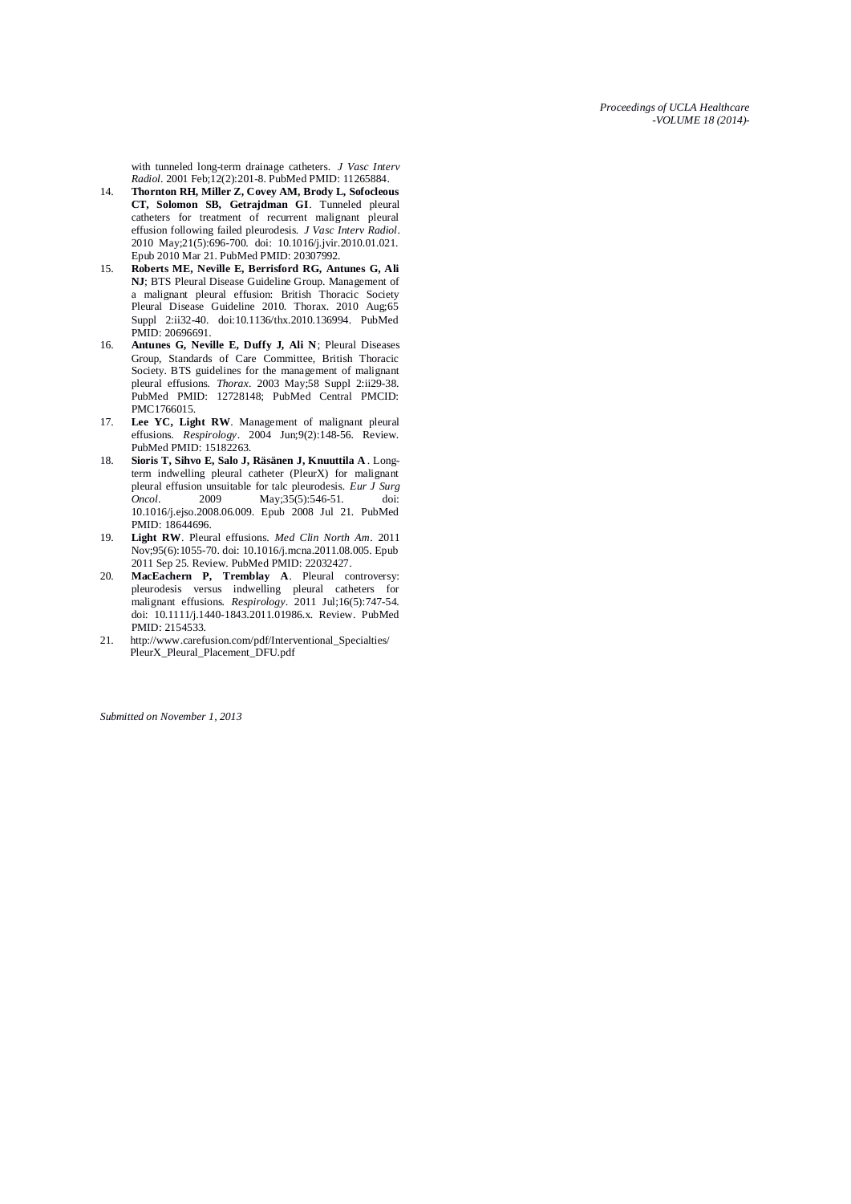with tunneled long-term drainage catheters. *J Vasc Interv Radiol*. 2001 Feb;12(2):201-8. PubMed PMID: 11265884.

14. **Thornton RH, Miller Z, Covey AM, Brody L, Sofocleous CT, Solomon SB, Getrajdman GI**. Tunneled pleural catheters for treatment of recurrent malignant pleural effusion following failed pleurodesis. *J Vasc Interv Radiol*. 2010 May;21(5):696-700. doi: 10.1016/j.jvir.2010.01.021. Epub 2010 Mar 21. PubMed PMID: 20307992.
15. **Roberts ME, Neville E, Berrisford RG, Antunes G, Ali NJ**; BTS Pleural Disease Guideline Group. Management of a malignant pleural effusion: British Thoracic Society Pleural Disease Guideline 2010. Thorax. 2010 Aug;65 Suppl 2:ii32-40. doi:10.1136/thx.2010.136994. PubMed PMID: 20696691.
16. **Antunes G, Neville E, Duffy J, Ali N**; Pleural Diseases Group, Standards of Care Committee, British Thoracic Society. BTS guidelines for the management of malignant pleural effusions. *Thorax*. 2003 May;58 Suppl 2:ii29-38. PubMed PMID: 12728148; PubMed Central PMCID: PMC1766015.
17. **Lee YC, Light RW**. Management of malignant pleural effusions. *Respirology*. 2004 Jun;9(2):148-56. Review. PubMed PMID: 15182263.
18. **Sioris T, Sihvo E, Salo J, Räsänen J, Knuuttila A**. Long-term indwelling pleural catheter (PleurX) for malignant pleural effusion unsuitable for talc pleurodesis. *Eur J Surg Oncol*. 2009 May;35(5):546-51. doi: 10.1016/j.ejso.2008.06.009. Epub 2008 Jul 21. PubMed PMID: 18644696.
19. **Light RW**. Pleural effusions. *Med Clin North Am*. 2011 Nov;95(6):1055-70. doi: 10.1016/j.mcna.2011.08.005. Epub 2011 Sep 25. Review. PubMed PMID: 22032427.
20. **MacEachern P, Tremblay A**. Pleural controversy: pleurodesis versus indwelling pleural catheters for malignant effusions. *Respirology*. 2011 Jul;16(5):747-54. doi: 10.1111/j.1440-1843.2011.01986.x. Review. PubMed PMID: 2154533.
21. http://www.carefusion.com/pdf/Interventional_Specialties/PleurX_Pleural_Placement_DFU.pdf

*Submitted on November 1, 2013*